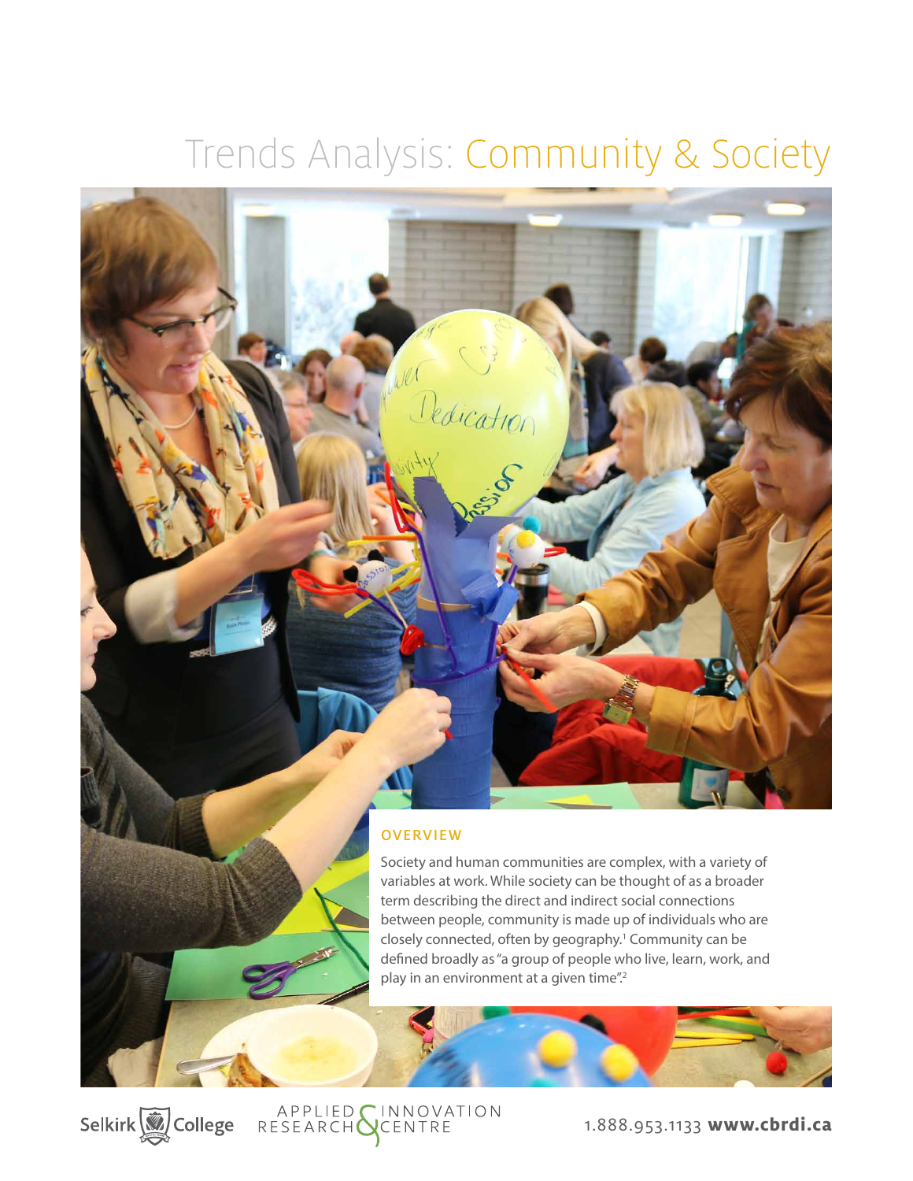# Trends Analysis: Community & Society

## OVERVIEW

Society and human communities are complex, with a variety of variables at work. While society can be thought of as a broader term describing the direct and indirect social connections between people, community is made up of individuals who are closely connected, often by geography.[1] Community can be defined broadly as "a group of people who live, learn, work, and play in an environment at a given time".[2]

Selkirk College — Applied Research & Innovation Centre — 1.888.953.1133 **www.cbrdi.ca**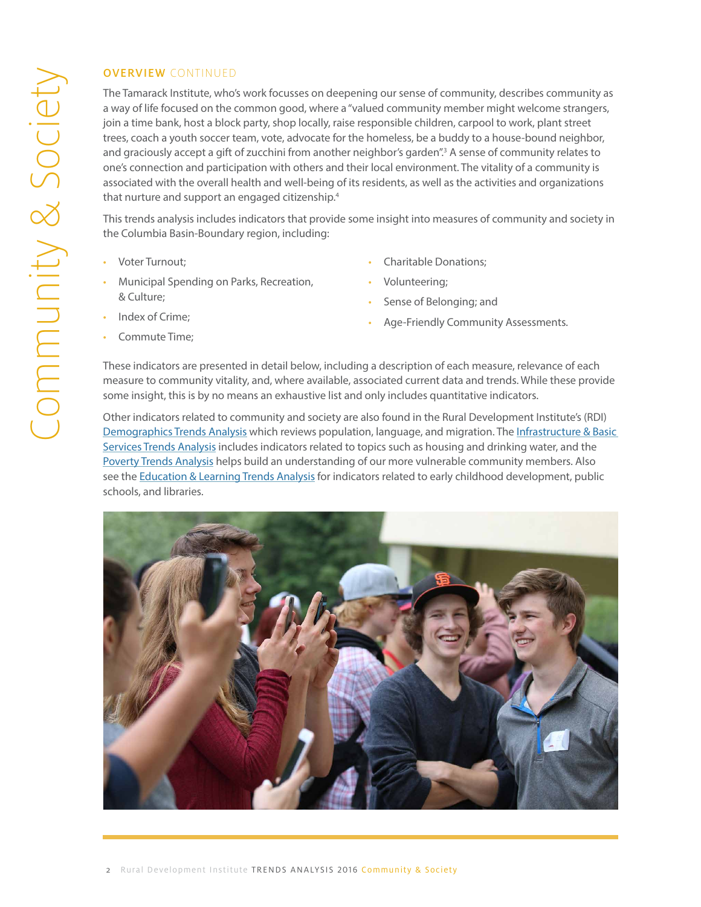## OVERVIEW CONTINUED

The Tamarack Institute, who's work focusses on deepening our sense of community, describes community as a way of life focused on the common good, where a "valued community member might welcome strangers, join a time bank, host a block party, shop locally, raise responsible children, carpool to work, plant street trees, coach a youth soccer team, vote, advocate for the homeless, be a buddy to a house-bound neighbor, and graciously accept a gift of zucchini from another neighbor's garden".[3] A sense of community relates to one's connection and participation with others and their local environment. The vitality of a community is associated with the overall health and well-being of its residents, as well as the activities and organizations that nurture and support an engaged citizenship.[4]

This trends analysis includes indicators that provide some insight into measures of community and society in the Columbia Basin-Boundary region, including:

- Voter Turnout;
- Municipal Spending on Parks, Recreation, & Culture;
- Index of Crime;
- Commute Time;
- Charitable Donations;
- Volunteering;
- Sense of Belonging; and
- Age-Friendly Community Assessments.

These indicators are presented in detail below, including a description of each measure, relevance of each measure to community vitality, and, where available, associated current data and trends. While these provide some insight, this is by no means an exhaustive list and only includes quantitative indicators.

Other indicators related to community and society are also found in the Rural Development Institute's (RDI) Demographics Trends Analysis which reviews population, language, and migration. The Infrastructure & Basic Services Trends Analysis includes indicators related to topics such as housing and drinking water, and the Poverty Trends Analysis helps build an understanding of our more vulnerable community members. Also see the Education & Learning Trends Analysis for indicators related to early childhood development, public schools, and libraries.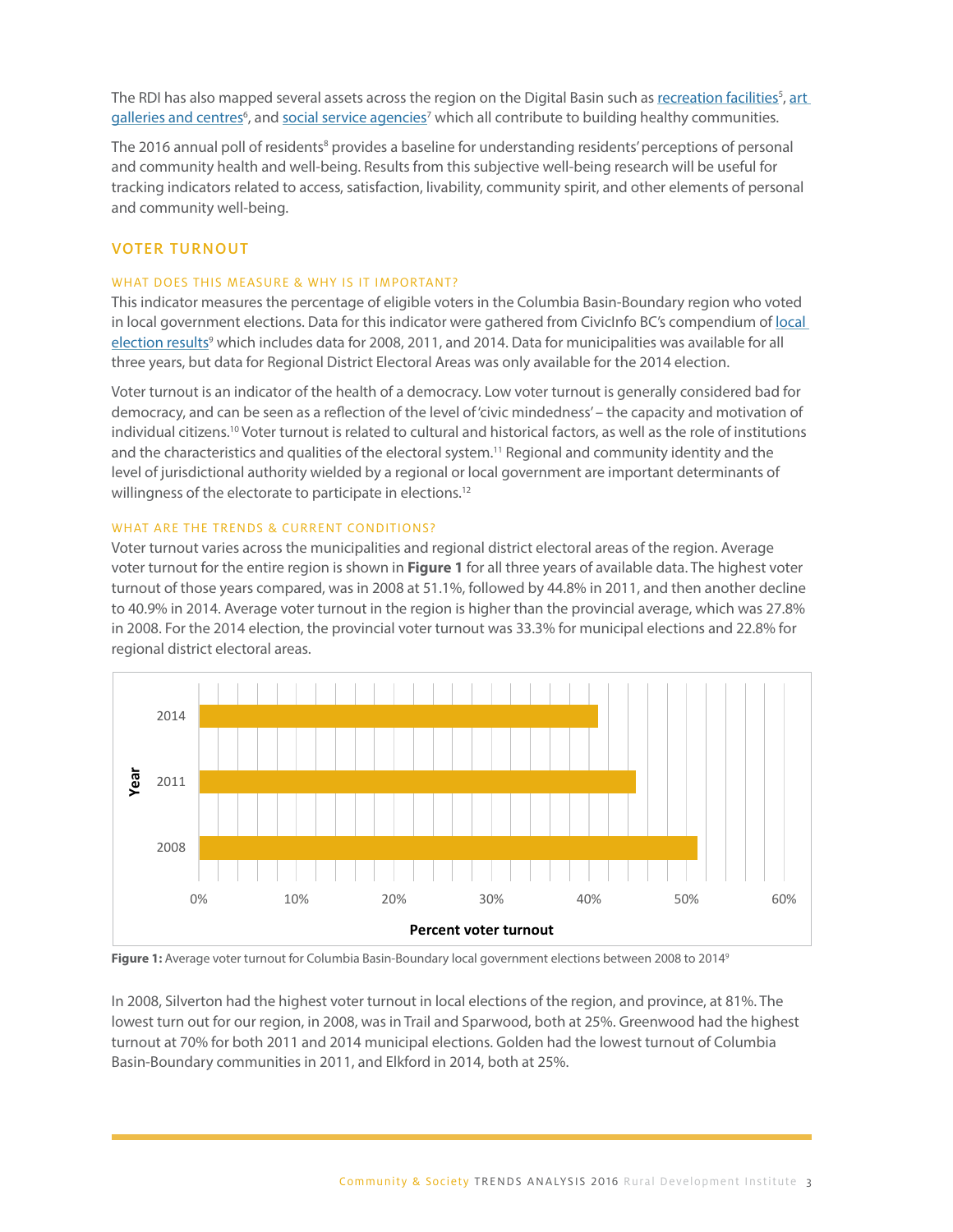The RDI has also mapped several assets across the region on the Digital Basin such as recreation facilities[5], art galleries and centres[6], and social service agencies[7] which all contribute to building healthy communities.

The 2016 annual poll of residents[8] provides a baseline for understanding residents' perceptions of personal and community health and well-being. Results from this subjective well-being research will be useful for tracking indicators related to access, satisfaction, livability, community spirit, and other elements of personal and community well-being.

## VOTER TURNOUT

### WHAT DOES THIS MEASURE & WHY IS IT IMPORTANT?

This indicator measures the percentage of eligible voters in the Columbia Basin-Boundary region who voted in local government elections. Data for this indicator were gathered from CivicInfo BC's compendium of local election results[9] which includes data for 2008, 2011, and 2014. Data for municipalities was available for all three years, but data for Regional District Electoral Areas was only available for the 2014 election.

Voter turnout is an indicator of the health of a democracy. Low voter turnout is generally considered bad for democracy, and can be seen as a reflection of the level of 'civic mindedness' – the capacity and motivation of individual citizens.[10] Voter turnout is related to cultural and historical factors, as well as the role of institutions and the characteristics and qualities of the electoral system.[11] Regional and community identity and the level of jurisdictional authority wielded by a regional or local government are important determinants of willingness of the electorate to participate in elections.[12]

### WHAT ARE THE TRENDS & CURRENT CONDITIONS?

Voter turnout varies across the municipalities and regional district electoral areas of the region. Average voter turnout for the entire region is shown in **Figure 1** for all three years of available data. The highest voter turnout of those years compared, was in 2008 at 51.1%, followed by 44.8% in 2011, and then another decline to 40.9% in 2014. Average voter turnout in the region is higher than the provincial average, which was 27.8% in 2008. For the 2014 election, the provincial voter turnout was 33.3% for municipal elections and 22.8% for regional district electoral areas.

| Year | Percent voter turnout |
|---|---|
| 2014 | 40.9% |
| 2011 | 44.8% |
| 2008 | 51.1% |

**Figure 1:** Average voter turnout for Columbia Basin-Boundary local government elections between 2008 to 2014[9]

In 2008, Silverton had the highest voter turnout in local elections of the region, and province, at 81%. The lowest turn out for our region, in 2008, was in Trail and Sparwood, both at 25%. Greenwood had the highest turnout at 70% for both 2011 and 2014 municipal elections. Golden had the lowest turnout of Columbia Basin-Boundary communities in 2011, and Elkford in 2014, both at 25%.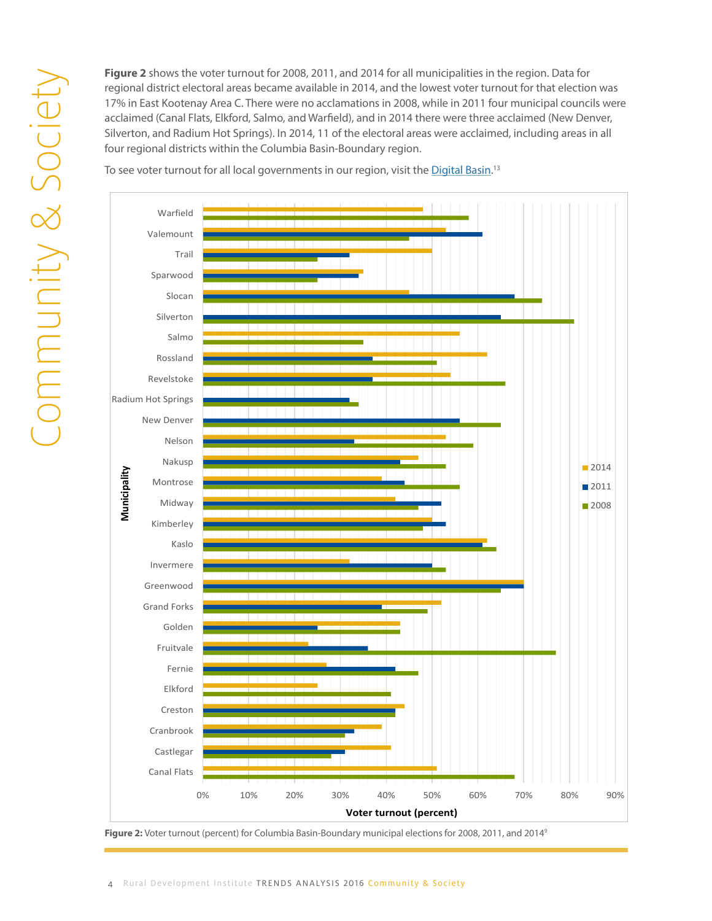**Figure 2** shows the voter turnout for 2008, 2011, and 2014 for all municipalities in the region. Data for regional district electoral areas became available in 2014, and the lowest voter turnout for that election was 17% in East Kootenay Area C. There were no acclamations in 2008, while in 2011 four municipal councils were acclaimed (Canal Flats, Elkford, Salmo, and Warfield), and in 2014 there were three acclaimed (New Denver, Silverton, and Radium Hot Springs). In 2014, 11 of the electoral areas were acclaimed, including areas in all four regional districts within the Columbia Basin-Boundary region.

To see voter turnout for all local governments in our region, visit the Digital Basin.[13]

**Figure 2:** Voter turnout (percent) for Columbia Basin-Boundary municipal elections for 2008, 2011, and 2014[9]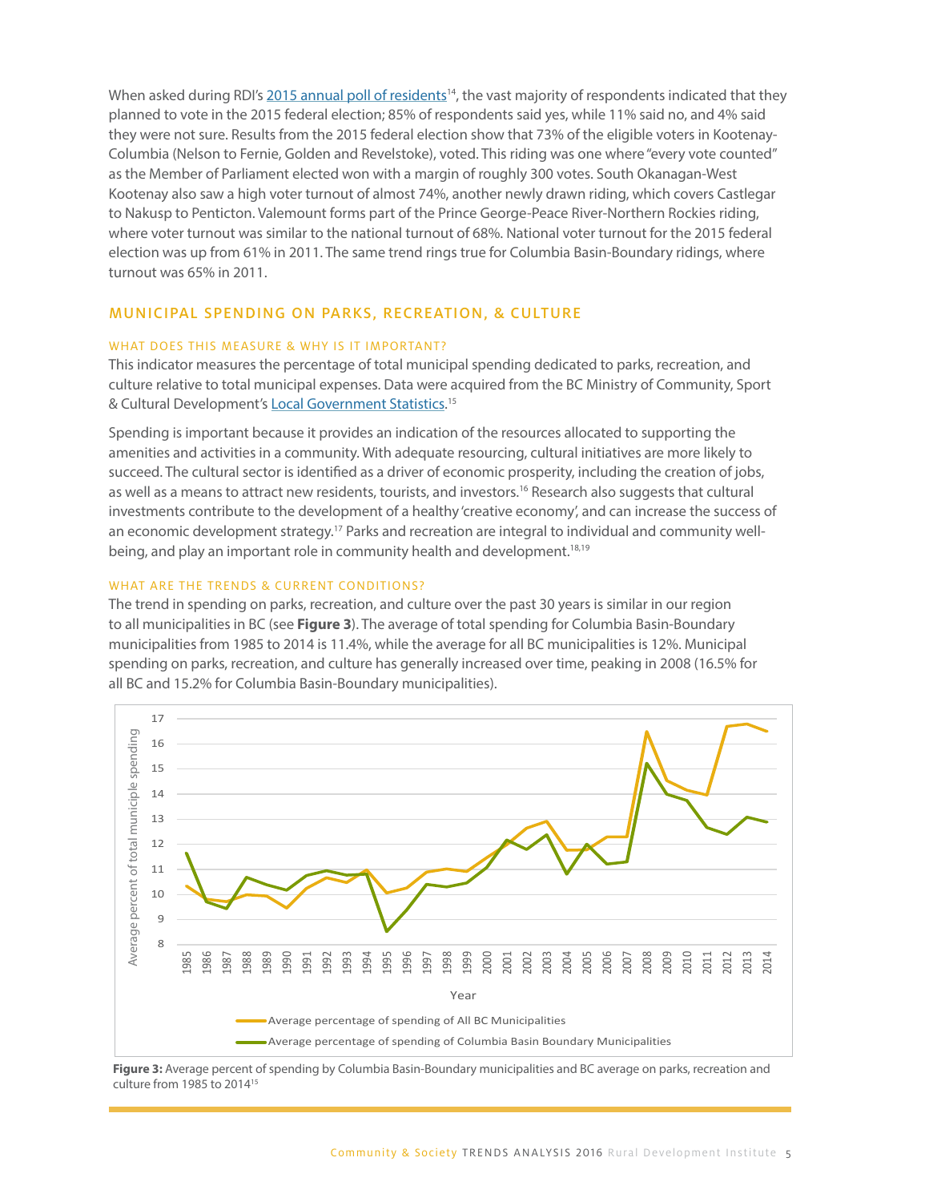When asked during RDI's 2015 annual poll of residents[14], the vast majority of respondents indicated that they planned to vote in the 2015 federal election; 85% of respondents said yes, while 11% said no, and 4% said they were not sure. Results from the 2015 federal election show that 73% of the eligible voters in Kootenay-Columbia (Nelson to Fernie, Golden and Revelstoke), voted. This riding was one where "every vote counted" as the Member of Parliament elected won with a margin of roughly 300 votes. South Okanagan-West Kootenay also saw a high voter turnout of almost 74%, another newly drawn riding, which covers Castlegar to Nakusp to Penticton. Valemount forms part of the Prince George-Peace River-Northern Rockies riding, where voter turnout was similar to the national turnout of 68%. National voter turnout for the 2015 federal election was up from 61% in 2011. The same trend rings true for Columbia Basin-Boundary ridings, where turnout was 65% in 2011.

## MUNICIPAL SPENDING ON PARKS, RECREATION, & CULTURE

### WHAT DOES THIS MEASURE & WHY IS IT IMPORTANT?

This indicator measures the percentage of total municipal spending dedicated to parks, recreation, and culture relative to total municipal expenses. Data were acquired from the BC Ministry of Community, Sport & Cultural Development's Local Government Statistics.[15]

Spending is important because it provides an indication of the resources allocated to supporting the amenities and activities in a community. With adequate resourcing, cultural initiatives are more likely to succeed. The cultural sector is identified as a driver of economic prosperity, including the creation of jobs, as well as a means to attract new residents, tourists, and investors.[16] Research also suggests that cultural investments contribute to the development of a healthy 'creative economy', and can increase the success of an economic development strategy.[17] Parks and recreation are integral to individual and community well-being, and play an important role in community health and development.[18,19]

### WHAT ARE THE TRENDS & CURRENT CONDITIONS?

The trend in spending on parks, recreation, and culture over the past 30 years is similar in our region to all municipalities in BC (see **Figure 3**). The average of total spending for Columbia Basin-Boundary municipalities from 1985 to 2014 is 11.4%, while the average for all BC municipalities is 12%. Municipal spending on parks, recreation, and culture has generally increased over time, peaking in 2008 (16.5% for all BC and 15.2% for Columbia Basin-Boundary municipalities).

**Figure 3:** Average percent of spending by Columbia Basin-Boundary municipalities and BC average on parks, recreation and culture from 1985 to 2014[15]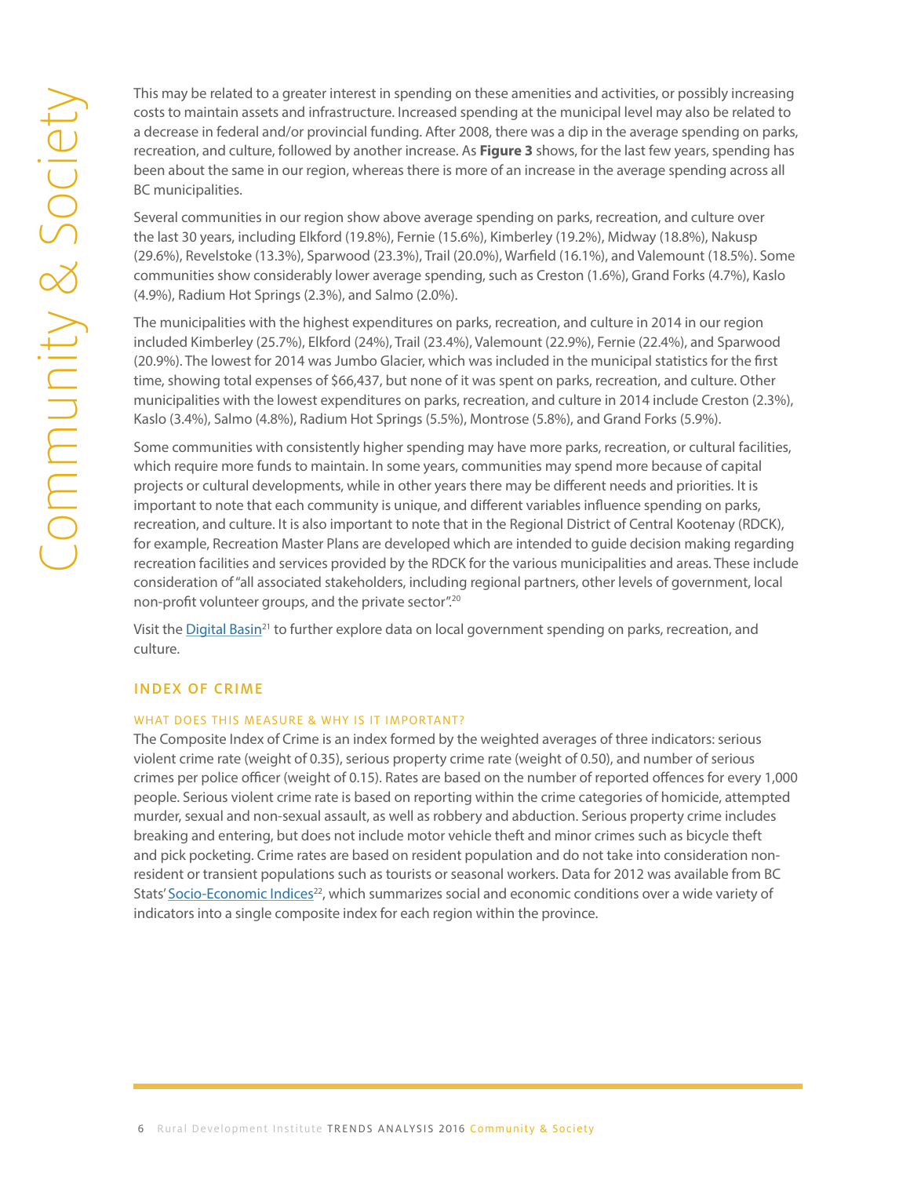This may be related to a greater interest in spending on these amenities and activities, or possibly increasing costs to maintain assets and infrastructure. Increased spending at the municipal level may also be related to a decrease in federal and/or provincial funding. After 2008, there was a dip in the average spending on parks, recreation, and culture, followed by another increase. As **Figure 3** shows, for the last few years, spending has been about the same in our region, whereas there is more of an increase in the average spending across all BC municipalities.

Several communities in our region show above average spending on parks, recreation, and culture over the last 30 years, including Elkford (19.8%), Fernie (15.6%), Kimberley (19.2%), Midway (18.8%), Nakusp (29.6%), Revelstoke (13.3%), Sparwood (23.3%), Trail (20.0%), Warfield (16.1%), and Valemount (18.5%). Some communities show considerably lower average spending, such as Creston (1.6%), Grand Forks (4.7%), Kaslo (4.9%), Radium Hot Springs (2.3%), and Salmo (2.0%).

The municipalities with the highest expenditures on parks, recreation, and culture in 2014 in our region included Kimberley (25.7%), Elkford (24%), Trail (23.4%), Valemount (22.9%), Fernie (22.4%), and Sparwood (20.9%). The lowest for 2014 was Jumbo Glacier, which was included in the municipal statistics for the first time, showing total expenses of $66,437, but none of it was spent on parks, recreation, and culture. Other municipalities with the lowest expenditures on parks, recreation, and culture in 2014 include Creston (2.3%), Kaslo (3.4%), Salmo (4.8%), Radium Hot Springs (5.5%), Montrose (5.8%), and Grand Forks (5.9%).

Some communities with consistently higher spending may have more parks, recreation, or cultural facilities, which require more funds to maintain. In some years, communities may spend more because of capital projects or cultural developments, while in other years there may be different needs and priorities. It is important to note that each community is unique, and different variables influence spending on parks, recreation, and culture. It is also important to note that in the Regional District of Central Kootenay (RDCK), for example, Recreation Master Plans are developed which are intended to guide decision making regarding recreation facilities and services provided by the RDCK for the various municipalities and areas. These include consideration of "all associated stakeholders, including regional partners, other levels of government, local non-profit volunteer groups, and the private sector".[20]

Visit the Digital Basin[21] to further explore data on local government spending on parks, recreation, and culture.

## INDEX OF CRIME

### WHAT DOES THIS MEASURE & WHY IS IT IMPORTANT?

The Composite Index of Crime is an index formed by the weighted averages of three indicators: serious violent crime rate (weight of 0.35), serious property crime rate (weight of 0.50), and number of serious crimes per police officer (weight of 0.15). Rates are based on the number of reported offences for every 1,000 people. Serious violent crime rate is based on reporting within the crime categories of homicide, attempted murder, sexual and non-sexual assault, as well as robbery and abduction. Serious property crime includes breaking and entering, but does not include motor vehicle theft and minor crimes such as bicycle theft and pick pocketing. Crime rates are based on resident population and do not take into consideration non-resident or transient populations such as tourists or seasonal workers. Data for 2012 was available from BC Stats' Socio-Economic Indices[22], which summarizes social and economic conditions over a wide variety of indicators into a single composite index for each region within the province.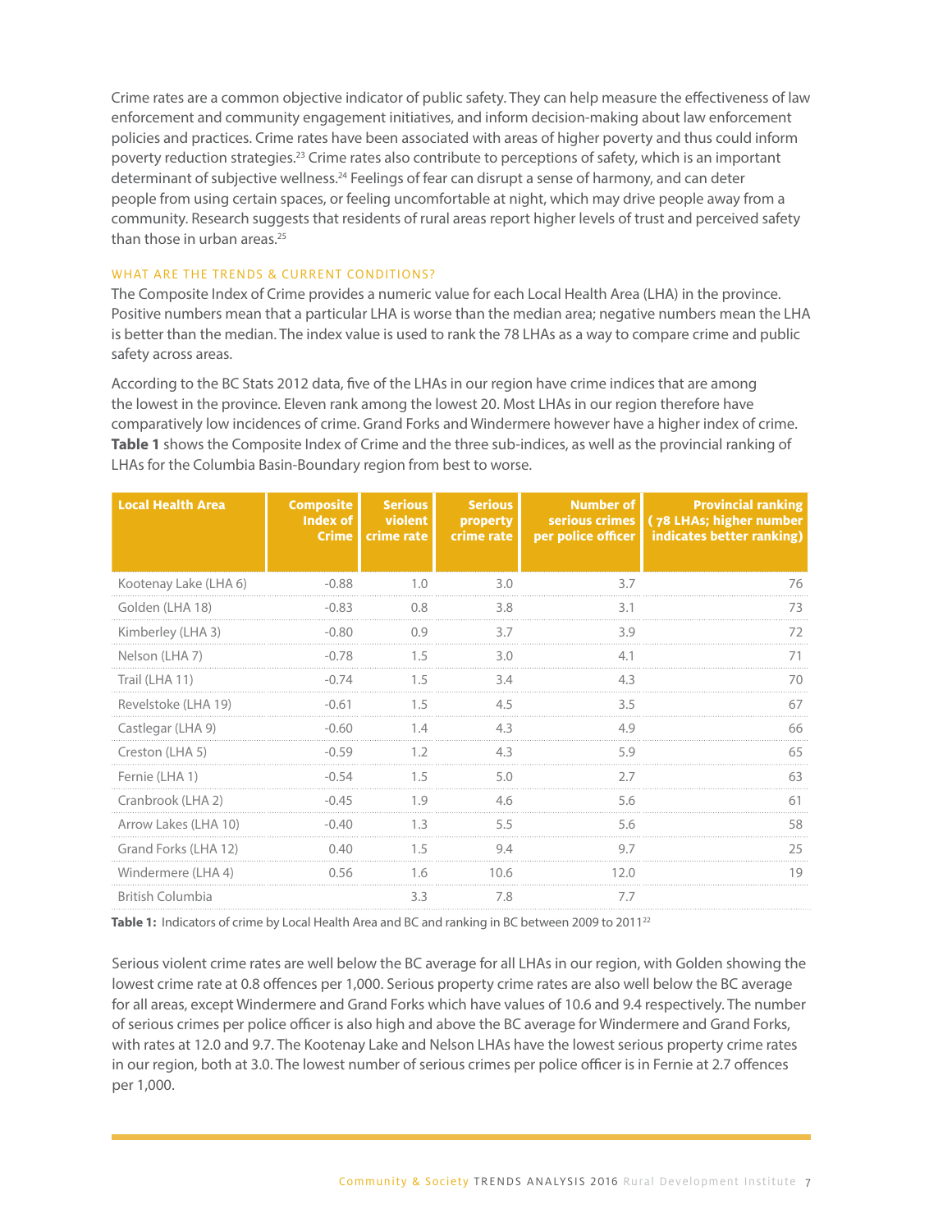Crime rates are a common objective indicator of public safety. They can help measure the effectiveness of law enforcement and community engagement initiatives, and inform decision-making about law enforcement policies and practices. Crime rates have been associated with areas of higher poverty and thus could inform poverty reduction strategies.[23] Crime rates also contribute to perceptions of safety, which is an important determinant of subjective wellness.[24] Feelings of fear can disrupt a sense of harmony, and can deter people from using certain spaces, or feeling uncomfortable at night, which may drive people away from a community. Research suggests that residents of rural areas report higher levels of trust and perceived safety than those in urban areas.[25]

### WHAT ARE THE TRENDS & CURRENT CONDITIONS?

The Composite Index of Crime provides a numeric value for each Local Health Area (LHA) in the province. Positive numbers mean that a particular LHA is worse than the median area; negative numbers mean the LHA is better than the median. The index value is used to rank the 78 LHAs as a way to compare crime and public safety across areas.

According to the BC Stats 2012 data, five of the LHAs in our region have crime indices that are among the lowest in the province. Eleven rank among the lowest 20. Most LHAs in our region therefore have comparatively low incidences of crime. Grand Forks and Windermere however have a higher index of crime. **Table 1** shows the Composite Index of Crime and the three sub-indices, as well as the provincial ranking of LHAs for the Columbia Basin-Boundary region from best to worse.

| Local Health Area | Composite Index of Crime | Serious violent crime rate | Serious property crime rate | Number of serious crimes per police officer | Provincial ranking ( 78 LHAs; higher number indicates better ranking) |
|---|---|---|---|---|---|
| Kootenay Lake (LHA 6) | -0.88 | 1.0 | 3.0 | 3.7 | 76 |
| Golden (LHA 18) | -0.83 | 0.8 | 3.8 | 3.1 | 73 |
| Kimberley (LHA 3) | -0.80 | 0.9 | 3.7 | 3.9 | 72 |
| Nelson (LHA 7) | -0.78 | 1.5 | 3.0 | 4.1 | 71 |
| Trail (LHA 11) | -0.74 | 1.5 | 3.4 | 4.3 | 70 |
| Revelstoke (LHA 19) | -0.61 | 1.5 | 4.5 | 3.5 | 67 |
| Castlegar (LHA 9) | -0.60 | 1.4 | 4.3 | 4.9 | 66 |
| Creston (LHA 5) | -0.59 | 1.2 | 4.3 | 5.9 | 65 |
| Fernie (LHA 1) | -0.54 | 1.5 | 5.0 | 2.7 | 63 |
| Cranbrook (LHA 2) | -0.45 | 1.9 | 4.6 | 5.6 | 61 |
| Arrow Lakes (LHA 10) | -0.40 | 1.3 | 5.5 | 5.6 | 58 |
| Grand Forks (LHA 12) | 0.40 | 1.5 | 9.4 | 9.7 | 25 |
| Windermere (LHA 4) | 0.56 | 1.6 | 10.6 | 12.0 | 19 |
| British Columbia | | 3.3 | 7.8 | 7.7 | |

**Table 1:** Indicators of crime by Local Health Area and BC and ranking in BC between 2009 to 2011[22]

Serious violent crime rates are well below the BC average for all LHAs in our region, with Golden showing the lowest crime rate at 0.8 offences per 1,000. Serious property crime rates are also well below the BC average for all areas, except Windermere and Grand Forks which have values of 10.6 and 9.4 respectively. The number of serious crimes per police officer is also high and above the BC average for Windermere and Grand Forks, with rates at 12.0 and 9.7. The Kootenay Lake and Nelson LHAs have the lowest serious property crime rates in our region, both at 3.0. The lowest number of serious crimes per police officer is in Fernie at 2.7 offences per 1,000.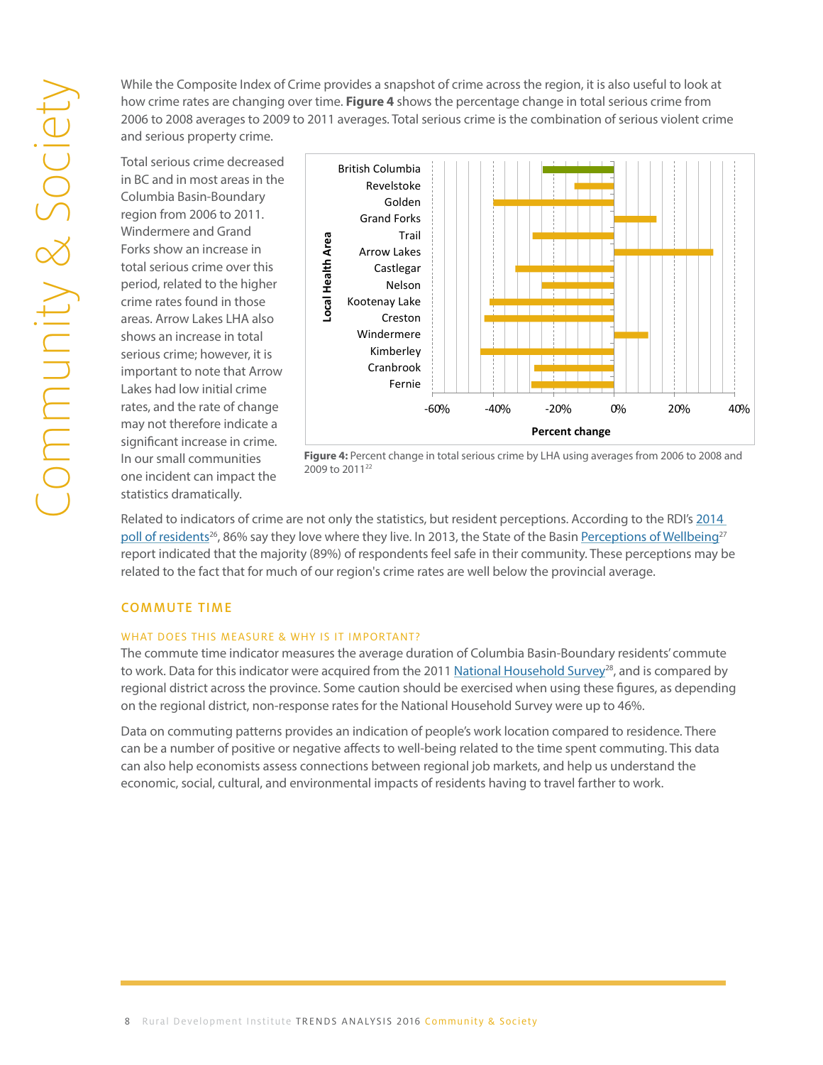While the Composite Index of Crime provides a snapshot of crime across the region, it is also useful to look at how crime rates are changing over time. **Figure 4** shows the percentage change in total serious crime from 2006 to 2008 averages to 2009 to 2011 averages. Total serious crime is the combination of serious violent crime and serious property crime.

Total serious crime decreased in BC and in most areas in the Columbia Basin-Boundary region from 2006 to 2011. Windermere and Grand Forks show an increase in total serious crime over this period, related to the higher crime rates found in those areas. Arrow Lakes LHA also shows an increase in total serious crime; however, it is important to note that Arrow Lakes had low initial crime rates, and the rate of change may not therefore indicate a significant increase in crime. In our small communities one incident can impact the statistics dramatically.

**Figure 4:** Percent change in total serious crime by LHA using averages from 2006 to 2008 and 2009 to 2011[22]

Related to indicators of crime are not only the statistics, but resident perceptions. According to the RDI's 2014 poll of residents[26], 86% say they love where they live. In 2013, the State of the Basin Perceptions of Wellbeing[27] report indicated that the majority (89%) of respondents feel safe in their community. These perceptions may be related to the fact that for much of our region's crime rates are well below the provincial average.

## COMMUTE TIME

### WHAT DOES THIS MEASURE & WHY IS IT IMPORTANT?

The commute time indicator measures the average duration of Columbia Basin-Boundary residents' commute to work. Data for this indicator were acquired from the 2011 National Household Survey[28], and is compared by regional district across the province. Some caution should be exercised when using these figures, as depending on the regional district, non-response rates for the National Household Survey were up to 46%.

Data on commuting patterns provides an indication of people's work location compared to residence. There can be a number of positive or negative affects to well-being related to the time spent commuting. This data can also help economists assess connections between regional job markets, and help us understand the economic, social, cultural, and environmental impacts of residents having to travel farther to work.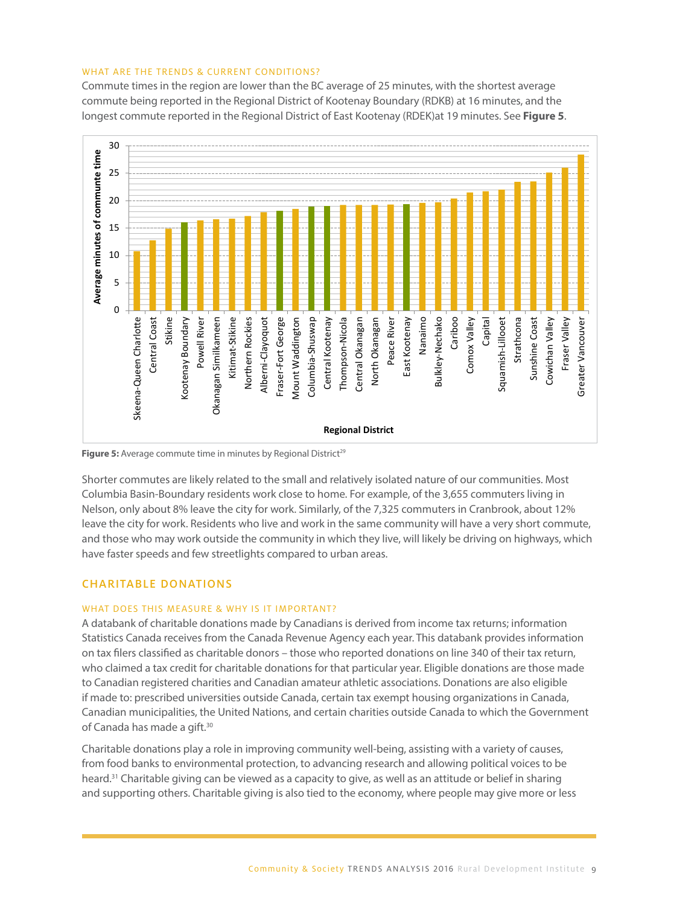#### WHAT ARE THE TRENDS & CURRENT CONDITIONS?

Commute times in the region are lower than the BC average of 25 minutes, with the shortest average commute being reported in the Regional District of Kootenay Boundary (RDKB) at 16 minutes, and the longest commute reported in the Regional District of East Kootenay (RDEK)at 19 minutes. See **Figure 5**.

**Figure 5:** Average commute time in minutes by Regional District[29]

Shorter commutes are likely related to the small and relatively isolated nature of our communities. Most Columbia Basin-Boundary residents work close to home. For example, of the 3,655 commuters living in Nelson, only about 8% leave the city for work. Similarly, of the 7,325 commuters in Cranbrook, about 12% leave the city for work. Residents who live and work in the same community will have a very short commute, and those who may work outside the community in which they live, will likely be driving on highways, which have faster speeds and few streetlights compared to urban areas.

## CHARITABLE DONATIONS

#### WHAT DOES THIS MEASURE & WHY IS IT IMPORTANT?

A databank of charitable donations made by Canadians is derived from income tax returns; information Statistics Canada receives from the Canada Revenue Agency each year. This databank provides information on tax filers classified as charitable donors – those who reported donations on line 340 of their tax return, who claimed a tax credit for charitable donations for that particular year. Eligible donations are those made to Canadian registered charities and Canadian amateur athletic associations. Donations are also eligible if made to: prescribed universities outside Canada, certain tax exempt housing organizations in Canada, Canadian municipalities, the United Nations, and certain charities outside Canada to which the Government of Canada has made a gift.[30]

Charitable donations play a role in improving community well-being, assisting with a variety of causes, from food banks to environmental protection, to advancing research and allowing political voices to be heard.[31] Charitable giving can be viewed as a capacity to give, as well as an attitude or belief in sharing and supporting others. Charitable giving is also tied to the economy, where people may give more or less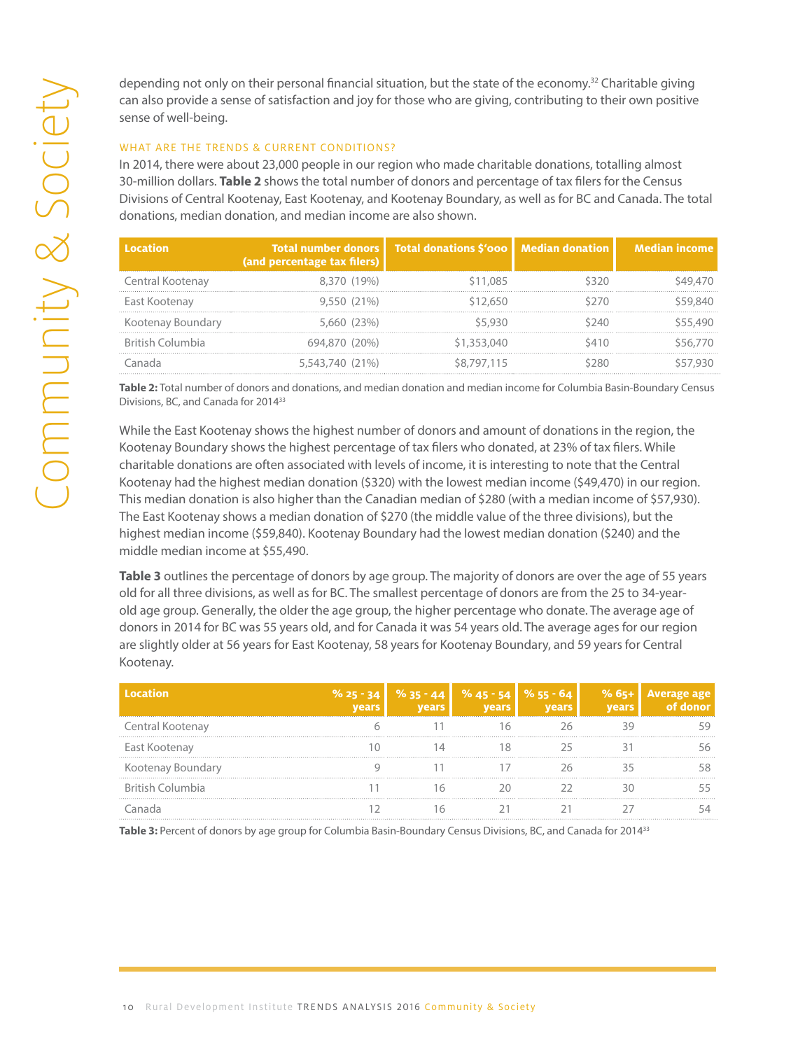depending not only on their personal financial situation, but the state of the economy.[32] Charitable giving can also provide a sense of satisfaction and joy for those who are giving, contributing to their own positive sense of well-being.

### WHAT ARE THE TRENDS & CURRENT CONDITIONS?

In 2014, there were about 23,000 people in our region who made charitable donations, totalling almost 30-million dollars. **Table 2** shows the total number of donors and percentage of tax filers for the Census Divisions of Central Kootenay, East Kootenay, and Kootenay Boundary, as well as for BC and Canada. The total donations, median donation, and median income are also shown.

| Location | Total number donors (and percentage tax filers) | Total donations $'ooo | Median donation | Median income |
|---|---|---|---|---|
| Central Kootenay | 8,370 (19%) | $11,085 | $320 | $49,470 |
| East Kootenay | 9,550 (21%) | $12,650 | $270 | $59,840 |
| Kootenay Boundary | 5,660 (23%) | $5,930 | $240 | $55,490 |
| British Columbia | 694,870 (20%) | $1,353,040 | $410 | $56,770 |
| Canada | 5,543,740 (21%) | $8,797,115 | $280 | $57,930 |

**Table 2:** Total number of donors and donations, and median donation and median income for Columbia Basin-Boundary Census Divisions, BC, and Canada for 2014[33]

While the East Kootenay shows the highest number of donors and amount of donations in the region, the Kootenay Boundary shows the highest percentage of tax filers who donated, at 23% of tax filers. While charitable donations are often associated with levels of income, it is interesting to note that the Central Kootenay had the highest median donation ($320) with the lowest median income ($49,470) in our region. This median donation is also higher than the Canadian median of $280 (with a median income of $57,930). The East Kootenay shows a median donation of $270 (the middle value of the three divisions), but the highest median income ($59,840). Kootenay Boundary had the lowest median donation ($240) and the middle median income at $55,490.

**Table 3** outlines the percentage of donors by age group. The majority of donors are over the age of 55 years old for all three divisions, as well as for BC. The smallest percentage of donors are from the 25 to 34-year-old age group. Generally, the older the age group, the higher percentage who donate. The average age of donors in 2014 for BC was 55 years old, and for Canada it was 54 years old. The average ages for our region are slightly older at 56 years for East Kootenay, 58 years for Kootenay Boundary, and 59 years for Central Kootenay.

| Location | % 25 - 34 years | % 35 - 44 years | % 45 - 54 years | % 55 - 64 years | % 65+ years | Average age of donor |
|---|---|---|---|---|---|---|
| Central Kootenay | 6 | 11 | 16 | 26 | 39 | 59 |
| East Kootenay | 10 | 14 | 18 | 25 | 31 | 56 |
| Kootenay Boundary | 9 | 11 | 17 | 26 | 35 | 58 |
| British Columbia | 11 | 16 | 20 | 22 | 30 | 55 |
| Canada | 12 | 16 | 21 | 21 | 27 | 54 |

**Table 3:** Percent of donors by age group for Columbia Basin-Boundary Census Divisions, BC, and Canada for 2014[33]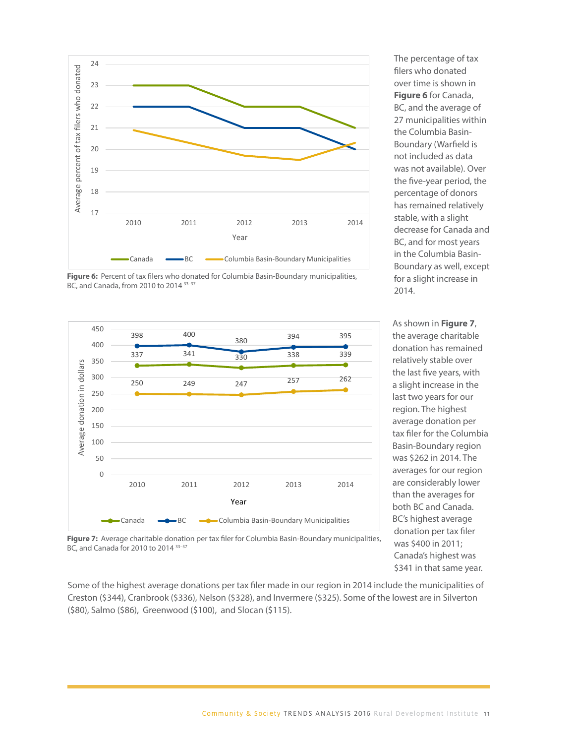The percentage of tax filers who donated over time is shown in **Figure 6** for Canada, BC, and the average of 27 municipalities within the Columbia Basin-Boundary (Warfield is not included as data was not available). Over the five-year period, the percentage of donors has remained relatively stable, with a slight decrease for Canada and BC, and for most years in the Columbia Basin-Boundary as well, except for a slight increase in 2014.

**Figure 6:** Percent of tax filers who donated for Columbia Basin-Boundary municipalities, BC, and Canada, from 2010 to 2014 [33–37]

As shown in **Figure 7**, the average charitable donation has remained relatively stable over the last five years, with a slight increase in the last two years for our region. The highest average donation per tax filer for the Columbia Basin-Boundary region was $262 in 2014. The averages for our region are considerably lower than the averages for both BC and Canada. BC's highest average donation per tax filer was $400 in 2011; Canada's highest was $341 in that same year.

**Figure 7:** Average charitable donation per tax filer for Columbia Basin-Boundary municipalities, BC, and Canada for 2010 to 2014 [33–37]

Some of the highest average donations per tax filer made in our region in 2014 include the municipalities of Creston ($344), Cranbrook ($336), Nelson ($328), and Invermere ($325). Some of the lowest are in Silverton ($80), Salmo ($86), Greenwood ($100), and Slocan ($115).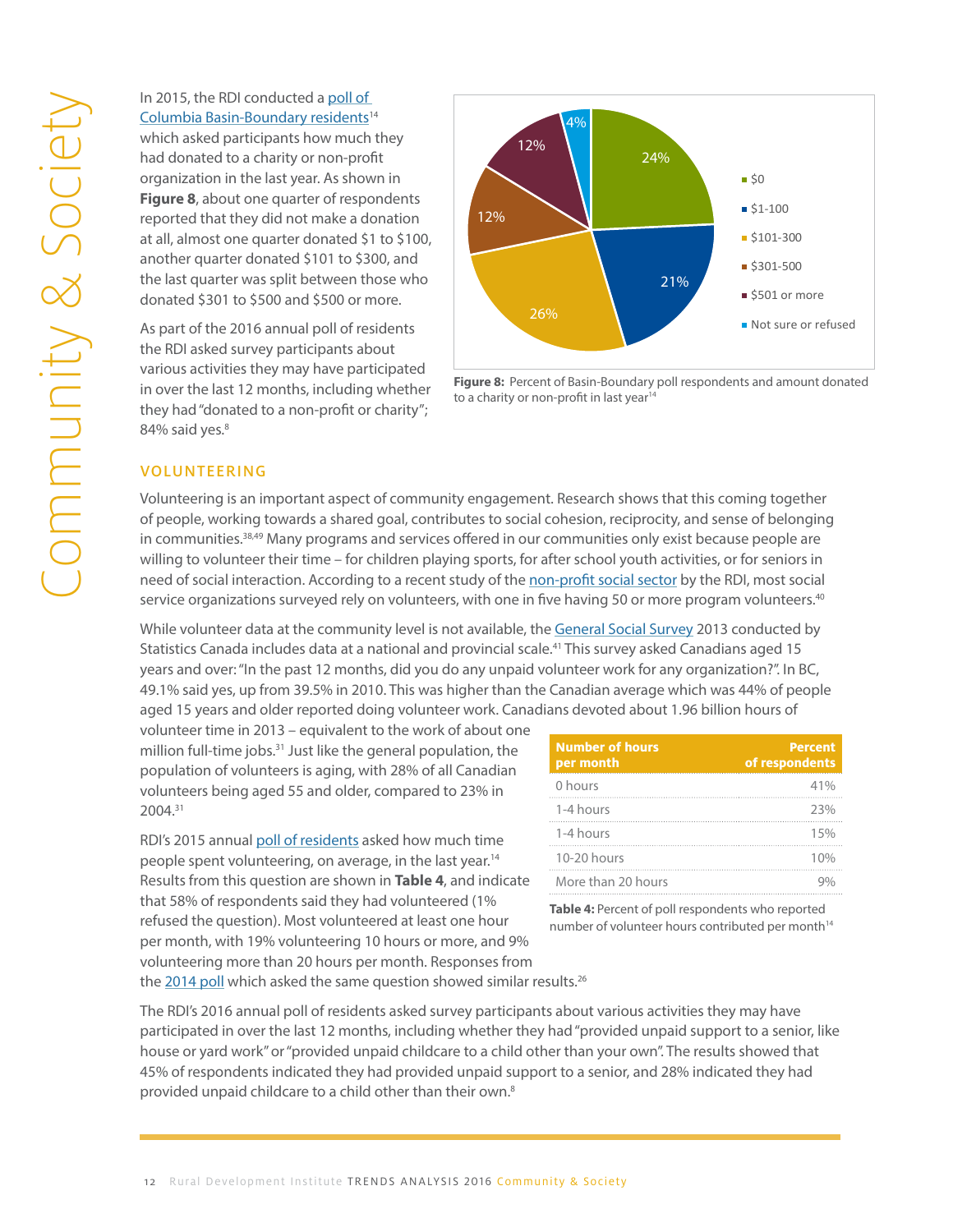In 2015, the RDI conducted a poll of Columbia Basin-Boundary residents[14] which asked participants how much they had donated to a charity or non-profit organization in the last year. As shown in **Figure 8**, about one quarter of respondents reported that they did not make a donation at all, almost one quarter donated $1 to $100, another quarter donated $101 to $300, and the last quarter was split between those who donated $301 to $500 and $500 or more.

As part of the 2016 annual poll of residents the RDI asked survey participants about various activities they may have participated in over the last 12 months, including whether they had "donated to a non-profit or charity"; 84% said yes.[8]

| Amount donated | Percent |
|---|---|
| $0 | 24% |
| $1-100 | 21% |
| $101-300 | 26% |
| $301-500 | 12% |
| $501 or more | 12% |
| Not sure or refused | 4% |

**Figure 8:** Percent of Basin-Boundary poll respondents and amount donated to a charity or non-profit in last year[14]

## VOLUNTEERING

Volunteering is an important aspect of community engagement. Research shows that this coming together of people, working towards a shared goal, contributes to social cohesion, reciprocity, and sense of belonging in communities.[38,49] Many programs and services offered in our communities only exist because people are willing to volunteer their time – for children playing sports, for after school youth activities, or for seniors in need of social interaction. According to a recent study of the non-profit social sector by the RDI, most social service organizations surveyed rely on volunteers, with one in five having 50 or more program volunteers.[40]

While volunteer data at the community level is not available, the General Social Survey 2013 conducted by Statistics Canada includes data at a national and provincial scale.[41] This survey asked Canadians aged 15 years and over: "In the past 12 months, did you do any unpaid volunteer work for any organization?". In BC, 49.1% said yes, up from 39.5% in 2010. This was higher than the Canadian average which was 44% of people aged 15 years and older reported doing volunteer work. Canadians devoted about 1.96 billion hours of volunteer time in 2013 – equivalent to the work of about one million full-time jobs.[31] Just like the general population, the population of volunteers is aging, with 28% of all Canadian volunteers being aged 55 and older, compared to 23% in 2004.[31]

RDI's 2015 annual poll of residents asked how much time people spent volunteering, on average, in the last year.[14] Results from this question are shown in **Table 4**, and indicate that 58% of respondents said they had volunteered (1% refused the question). Most volunteered at least one hour per month, with 19% volunteering 10 hours or more, and 9% volunteering more than 20 hours per month. Responses from the 2014 poll which asked the same question showed similar results.[26]

| Number of hours per month | Percent of respondents |
|---|---|
| 0 hours | 41% |
| 1-4 hours | 23% |
| 1-4 hours | 15% |
| 10-20 hours | 10% |
| More than 20 hours | 9% |

**Table 4:** Percent of poll respondents who reported number of volunteer hours contributed per month[14]

The RDI's 2016 annual poll of residents asked survey participants about various activities they may have participated in over the last 12 months, including whether they had "provided unpaid support to a senior, like house or yard work" or "provided unpaid childcare to a child other than your own". The results showed that 45% of respondents indicated they had provided unpaid support to a senior, and 28% indicated they had provided unpaid childcare to a child other than their own.[8]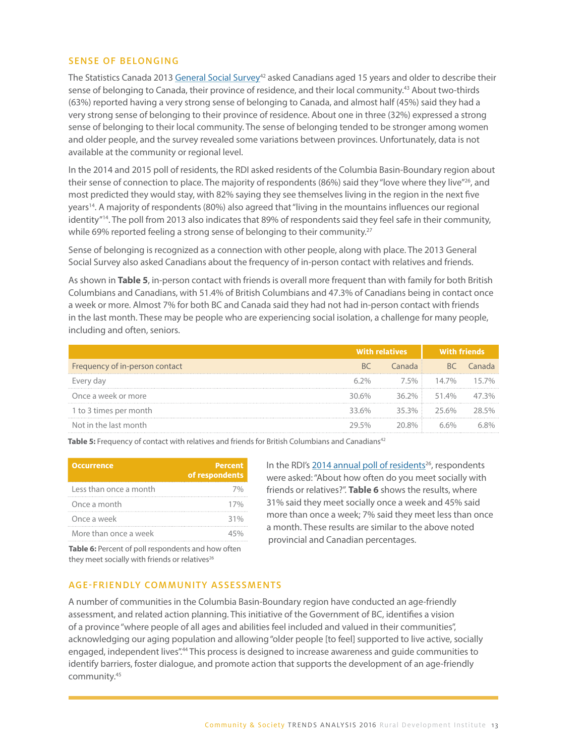## SENSE OF BELONGING

The Statistics Canada 2013 General Social Survey[42] asked Canadians aged 15 years and older to describe their sense of belonging to Canada, their province of residence, and their local community.[43] About two-thirds (63%) reported having a very strong sense of belonging to Canada, and almost half (45%) said they had a very strong sense of belonging to their province of residence. About one in three (32%) expressed a strong sense of belonging to their local community. The sense of belonging tended to be stronger among women and older people, and the survey revealed some variations between provinces. Unfortunately, data is not available at the community or regional level.

In the 2014 and 2015 poll of residents, the RDI asked residents of the Columbia Basin-Boundary region about their sense of connection to place. The majority of respondents (86%) said they "love where they live"[26], and most predicted they would stay, with 82% saying they see themselves living in the region in the next five years[14]. A majority of respondents (80%) also agreed that "living in the mountains influences our regional identity"[14]. The poll from 2013 also indicates that 89% of respondents said they feel safe in their community, while 69% reported feeling a strong sense of belonging to their community.[27]

Sense of belonging is recognized as a connection with other people, along with place. The 2013 General Social Survey also asked Canadians about the frequency of in-person contact with relatives and friends.

As shown in **Table 5**, in-person contact with friends is overall more frequent than with family for both British Columbians and Canadians, with 51.4% of British Columbians and 47.3% of Canadians being in contact once a week or more. Almost 7% for both BC and Canada said they had not had in-person contact with friends in the last month. These may be people who are experiencing social isolation, a challenge for many people, including and often, seniors.

| | With relatives | | With friends | |
|---|---|---|---|---|
| Frequency of in-person contact | BC | Canada | BC | Canada |
| Every day | 6.2% | 7.5% | 14.7% | 15.7% |
| Once a week or more | 30.6% | 36.2% | 51.4% | 47.3% |
| 1 to 3 times per month | 33.6% | 35.3% | 25.6% | 28.5% |
| Not in the last month | 29.5% | 20.8% | 6.6% | 6.8% |

**Table 5:** Frequency of contact with relatives and friends for British Columbians and Canadians[42]

In the RDI's 2014 annual poll of residents[26], respondents were asked: "About how often do you meet socially with friends or relatives?". **Table 6** shows the results, where 31% said they meet socially once a week and 45% said more than once a week; 7% said they meet less than once a month. These results are similar to the above noted provincial and Canadian percentages.

| Occurrence | Percent of respondents |
|---|---|
| Less than once a month | 7% |
| Once a month | 17% |
| Once a week | 31% |
| More than once a week | 45% |

**Table 6:** Percent of poll respondents and how often they meet socially with friends or relatives[26]

## AGE-FRIENDLY COMMUNITY ASSESSMENTS

A number of communities in the Columbia Basin-Boundary region have conducted an age-friendly assessment, and related action planning. This initiative of the Government of BC, identifies a vision of a province "where people of all ages and abilities feel included and valued in their communities", acknowledging our aging population and allowing "older people [to feel] supported to live active, socially engaged, independent lives".[44] This process is designed to increase awareness and guide communities to identify barriers, foster dialogue, and promote action that supports the development of an age-friendly community.[45]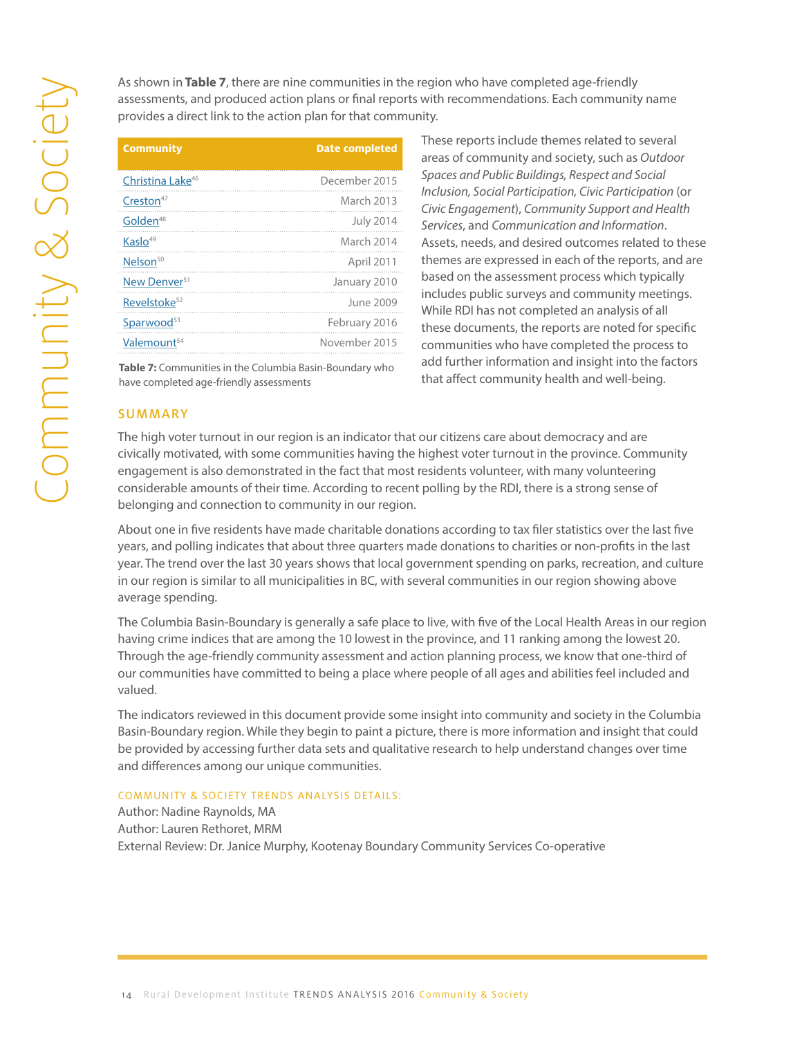As shown in **Table 7**, there are nine communities in the region who have completed age-friendly assessments, and produced action plans or final reports with recommendations. Each community name provides a direct link to the action plan for that community.

| Community | Date completed |
|---|---|
| Christina Lake[46] | December 2015 |
| Creston[47] | March 2013 |
| Golden[48] | July 2014 |
| Kaslo[49] | March 2014 |
| Nelson[50] | April 2011 |
| New Denver[51] | January 2010 |
| Revelstoke[52] | June 2009 |
| Sparwood[53] | February 2016 |
| Valemount[54] | November 2015 |

**Table 7:** Communities in the Columbia Basin-Boundary who have completed age-friendly assessments

These reports include themes related to several areas of community and society, such as *Outdoor Spaces and Public Buildings, Respect and Social Inclusion, Social Participation, Civic Participation* (or *Civic Engagement*), *Community Support and Health Services*, and *Communication and Information*. Assets, needs, and desired outcomes related to these themes are expressed in each of the reports, and are based on the assessment process which typically includes public surveys and community meetings. While RDI has not completed an analysis of all these documents, the reports are noted for specific communities who have completed the process to add further information and insight into the factors that affect community health and well-being.

## SUMMARY

The high voter turnout in our region is an indicator that our citizens care about democracy and are civically motivated, with some communities having the highest voter turnout in the province. Community engagement is also demonstrated in the fact that most residents volunteer, with many volunteering considerable amounts of their time. According to recent polling by the RDI, there is a strong sense of belonging and connection to community in our region.

About one in five residents have made charitable donations according to tax filer statistics over the last five years, and polling indicates that about three quarters made donations to charities or non-profits in the last year. The trend over the last 30 years shows that local government spending on parks, recreation, and culture in our region is similar to all municipalities in BC, with several communities in our region showing above average spending.

The Columbia Basin-Boundary is generally a safe place to live, with five of the Local Health Areas in our region having crime indices that are among the 10 lowest in the province, and 11 ranking among the lowest 20. Through the age-friendly community assessment and action planning process, we know that one-third of our communities have committed to being a place where people of all ages and abilities feel included and valued.

The indicators reviewed in this document provide some insight into community and society in the Columbia Basin-Boundary region. While they begin to paint a picture, there is more information and insight that could be provided by accessing further data sets and qualitative research to help understand changes over time and differences among our unique communities.

#### COMMUNITY & SOCIETY TRENDS ANALYSIS DETAILS:

Author: Nadine Raynolds, MA
Author: Lauren Rethoret, MRM
External Review: Dr. Janice Murphy, Kootenay Boundary Community Services Co-operative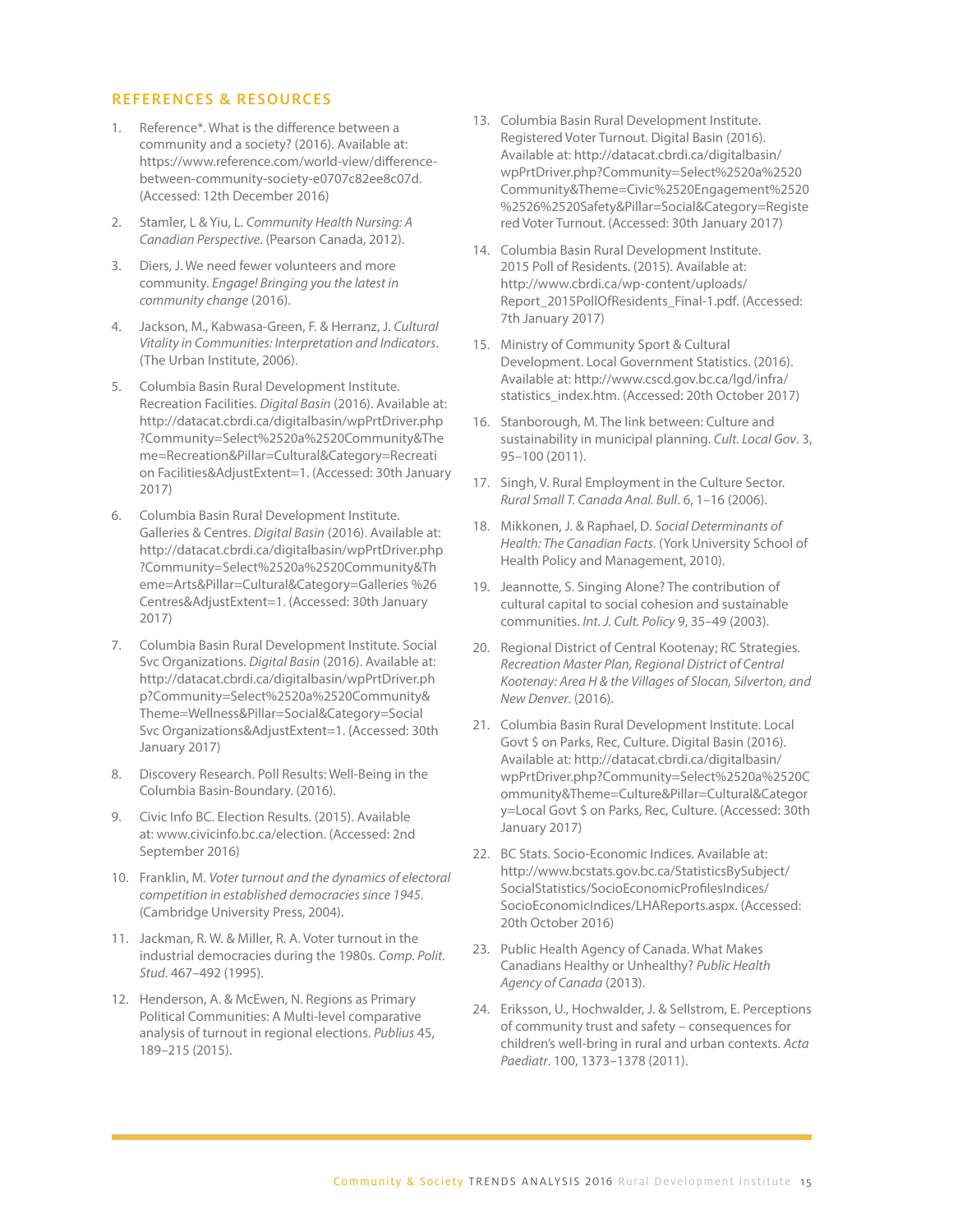## REFERENCES & RESOURCES

1. Reference*. What is the difference between a community and a society? (2016). Available at: https://www.reference.com/world-view/difference-between-community-society-e0707c82ee8c07d. (Accessed: 12th December 2016)

2. Stamler, L & Yiu, L. *Community Health Nursing: A Canadian Perspective*. (Pearson Canada, 2012).

3. Diers, J. We need fewer volunteers and more community. *Engage! Bringing you the latest in community change* (2016).

4. Jackson, M., Kabwasa-Green, F. & Herranz, J. *Cultural Vitality in Communities: Interpretation and Indicators*. (The Urban Institute, 2006).

5. Columbia Basin Rural Development Institute. Recreation Facilities. *Digital Basin* (2016). Available at: http://datacat.cbrdi.ca/digitalbasin/wpPrtDriver.php?Community=Select%2520a%2520Community&Theme=Recreation&Pillar=Cultural&Category=Recreation Facilities&AdjustExtent=1. (Accessed: 30th January 2017)

6. Columbia Basin Rural Development Institute. Galleries & Centres. *Digital Basin* (2016). Available at: http://datacat.cbrdi.ca/digitalbasin/wpPrtDriver.php?Community=Select%2520a%2520Community&Theme=Arts&Pillar=Cultural&Category=Galleries %26 Centres&AdjustExtent=1. (Accessed: 30th January 2017)

7. Columbia Basin Rural Development Institute. Social Svc Organizations. *Digital Basin* (2016). Available at: http://datacat.cbrdi.ca/digitalbasin/wpPrtDriver.php?Community=Select%2520a%2520Community&Theme=Wellness&Pillar=Social&Category=Social Svc Organizations&AdjustExtent=1. (Accessed: 30th January 2017)

8. Discovery Research. Poll Results: Well-Being in the Columbia Basin-Boundary. (2016).

9. Civic Info BC. Election Results. (2015). Available at: www.civicinfo.bc.ca/election. (Accessed: 2nd September 2016)

10. Franklin, M. *Voter turnout and the dynamics of electoral competition in established democracies since 1945*. (Cambridge University Press, 2004).

11. Jackman, R. W. & Miller, R. A. Voter turnout in the industrial democracies during the 1980s. *Comp. Polit. Stud.* 467–492 (1995).

12. Henderson, A. & McEwen, N. Regions as Primary Political Communities: A Multi-level comparative analysis of turnout in regional elections. *Publius* 45, 189–215 (2015).

13. Columbia Basin Rural Development Institute. Registered Voter Turnout. Digital Basin (2016). Available at: http://datacat.cbrdi.ca/digitalbasin/wpPrtDriver.php?Community=Select%2520a%2520Community&Theme=Civic%2520Engagement%2520%2526%2520Safety&Pillar=Social&Category=Registered Voter Turnout. (Accessed: 30th January 2017)

14. Columbia Basin Rural Development Institute. 2015 Poll of Residents. (2015). Available at: http://www.cbrdi.ca/wp-content/uploads/Report_2015PollOfResidents_Final-1.pdf. (Accessed: 7th January 2017)

15. Ministry of Community Sport & Cultural Development. Local Government Statistics. (2016). Available at: http://www.cscd.gov.bc.ca/lgd/infra/statistics_index.htm. (Accessed: 20th October 2017)

16. Stanborough, M. The link between: Culture and sustainability in municipal planning. *Cult. Local Gov*. 3, 95–100 (2011).

17. Singh, V. Rural Employment in the Culture Sector. *Rural Small T. Canada Anal. Bull*. 6, 1–16 (2006).

18. Mikkonen, J. & Raphael, D. *Social Determinants of Health: The Canadian Facts*. (York University School of Health Policy and Management, 2010).

19. Jeannotte, S. Singing Alone? The contribution of cultural capital to social cohesion and sustainable communities. *Int. J. Cult. Policy* 9, 35–49 (2003).

20. Regional District of Central Kootenay; RC Strategies. *Recreation Master Plan, Regional District of Central Kootenay: Area H & the Villages of Slocan, Silverton, and New Denver*. (2016).

21. Columbia Basin Rural Development Institute. Local Govt $ on Parks, Rec, Culture. Digital Basin (2016). Available at: http://datacat.cbrdi.ca/digitalbasin/wpPrtDriver.php?Community=Select%2520a%2520Community&Theme=Culture&Pillar=Cultural&Category=Local Govt $ on Parks, Rec, Culture. (Accessed: 30th January 2017)

22. BC Stats. Socio-Economic Indices. Available at: http://www.bcstats.gov.bc.ca/StatisticsBySubject/SocialStatistics/SocioEconomicProfilesIndices/SocioEconomicIndices/LHAReports.aspx. (Accessed: 20th October 2016)

23. Public Health Agency of Canada. What Makes Canadians Healthy or Unhealthy? *Public Health Agency of Canada* (2013).

24. Eriksson, U., Hochwalder, J. & Sellstrom, E. Perceptions of community trust and safety – consequences for children's well-bring in rural and urban contexts. *Acta Paediatr*. 100, 1373–1378 (2011).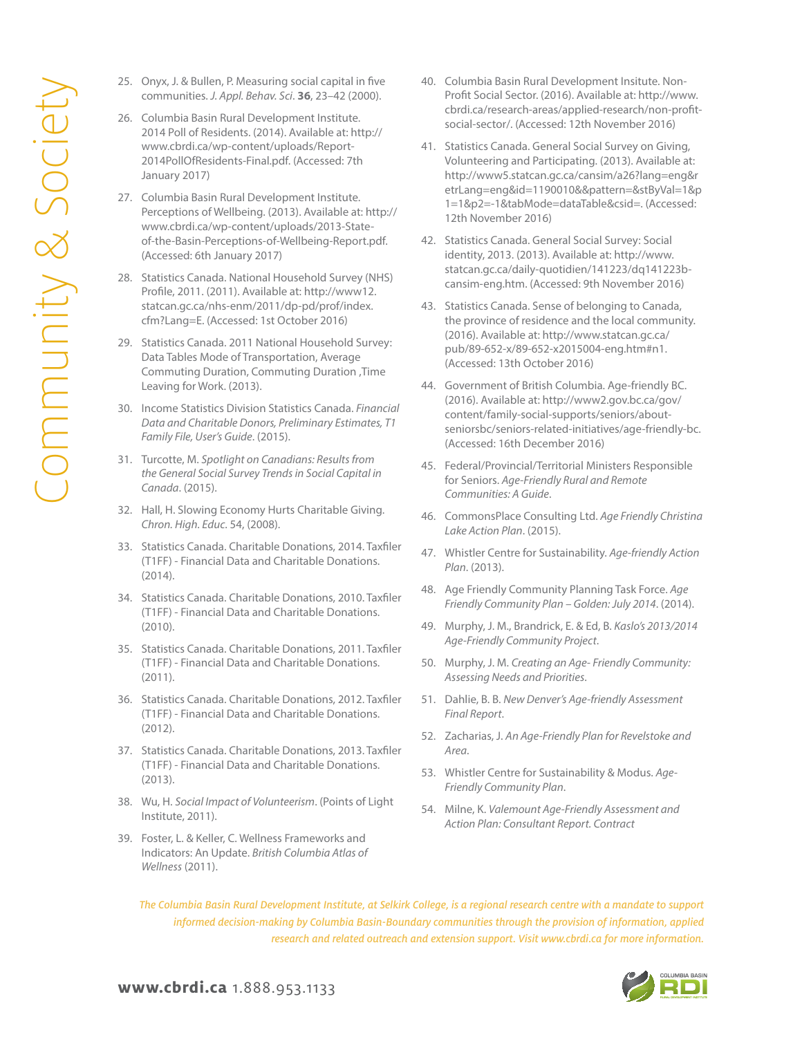25. Onyx, J. & Bullen, P. Measuring social capital in five communities. *J. Appl. Behav. Sci*. **36**, 23–42 (2000).

26. Columbia Basin Rural Development Institute. 2014 Poll of Residents. (2014). Available at: http://www.cbrdi.ca/wp-content/uploads/Report-2014PollOfResidents-Final.pdf. (Accessed: 7th January 2017)

27. Columbia Basin Rural Development Institute. Perceptions of Wellbeing. (2013). Available at: http://www.cbrdi.ca/wp-content/uploads/2013-State-of-the-Basin-Perceptions-of-Wellbeing-Report.pdf. (Accessed: 6th January 2017)

28. Statistics Canada. National Household Survey (NHS) Profile, 2011. (2011). Available at: http://www12.statcan.gc.ca/nhs-enm/2011/dp-pd/prof/index.cfm?Lang=E. (Accessed: 1st October 2016)

29. Statistics Canada. 2011 National Household Survey: Data Tables Mode of Transportation, Average Commuting Duration, Commuting Duration ,Time Leaving for Work. (2013).

30. Income Statistics Division Statistics Canada. *Financial Data and Charitable Donors, Preliminary Estimates, T1 Family File, User's Guide*. (2015).

31. Turcotte, M. *Spotlight on Canadians: Results from the General Social Survey Trends in Social Capital in Canada*. (2015).

32. Hall, H. Slowing Economy Hurts Charitable Giving. *Chron. High. Educ*. 54, (2008).

33. Statistics Canada. Charitable Donations, 2014. Taxfiler (T1FF) - Financial Data and Charitable Donations. (2014).

34. Statistics Canada. Charitable Donations, 2010. Taxfiler (T1FF) - Financial Data and Charitable Donations. (2010).

35. Statistics Canada. Charitable Donations, 2011. Taxfiler (T1FF) - Financial Data and Charitable Donations. (2011).

36. Statistics Canada. Charitable Donations, 2012. Taxfiler (T1FF) - Financial Data and Charitable Donations. (2012).

37. Statistics Canada. Charitable Donations, 2013. Taxfiler (T1FF) - Financial Data and Charitable Donations. (2013).

38. Wu, H. *Social Impact of Volunteerism*. (Points of Light Institute, 2011).

39. Foster, L. & Keller, C. Wellness Frameworks and Indicators: An Update. *British Columbia Atlas of Wellness* (2011).

40. Columbia Basin Rural Development Insitute. Non-Profit Social Sector. (2016). Available at: http://www.cbrdi.ca/research-areas/applied-research/non-profit-social-sector/. (Accessed: 12th November 2016)

41. Statistics Canada. General Social Survey on Giving, Volunteering and Participating. (2013). Available at: http://www5.statcan.gc.ca/cansim/a26?lang=eng&retrLang=eng&id=1190010&&pattern=&stByVal=1&p1=1&p2=-1&tabMode=dataTable&csid=. (Accessed: 12th November 2016)

42. Statistics Canada. General Social Survey: Social identity, 2013. (2013). Available at: http://www.statcan.gc.ca/daily-quotidien/141223/dq141223b-cansim-eng.htm. (Accessed: 9th November 2016)

43. Statistics Canada. Sense of belonging to Canada, the province of residence and the local community. (2016). Available at: http://www.statcan.gc.ca/pub/89-652-x/89-652-x2015004-eng.htm#n1. (Accessed: 13th October 2016)

44. Government of British Columbia. Age-friendly BC. (2016). Available at: http://www2.gov.bc.ca/gov/content/family-social-supports/seniors/about-seniorsbc/seniors-related-initiatives/age-friendly-bc. (Accessed: 16th December 2016)

45. Federal/Provincial/Territorial Ministers Responsible for Seniors. *Age-Friendly Rural and Remote Communities: A Guide*.

46. CommonsPlace Consulting Ltd. *Age Friendly Christina Lake Action Plan*. (2015).

47. Whistler Centre for Sustainability. *Age-friendly Action Plan*. (2013).

48. Age Friendly Community Planning Task Force. *Age Friendly Community Plan – Golden: July 2014*. (2014).

49. Murphy, J. M., Brandrick, E. & Ed, B. *Kaslo's 2013/2014 Age-Friendly Community Project*.

50. Murphy, J. M. *Creating an Age- Friendly Community: Assessing Needs and Priorities*.

51. Dahlie, B. B. *New Denver's Age-friendly Assessment Final Report*.

52. Zacharias, J. *An Age-Friendly Plan for Revelstoke and Area*.

53. Whistler Centre for Sustainability & Modus. *Age-Friendly Community Plan*.

54. Milne, K. *Valemount Age-Friendly Assessment and Action Plan: Consultant Report. Contract*

*The Columbia Basin Rural Development Institute, at Selkirk College, is a regional research centre with a mandate to support informed decision-making by Columbia Basin-Boundary communities through the provision of information, applied research and related outreach and extension support. Visit www.cbrdi.ca for more information.*

**www.cbrdi.ca** 1.888.953.1133